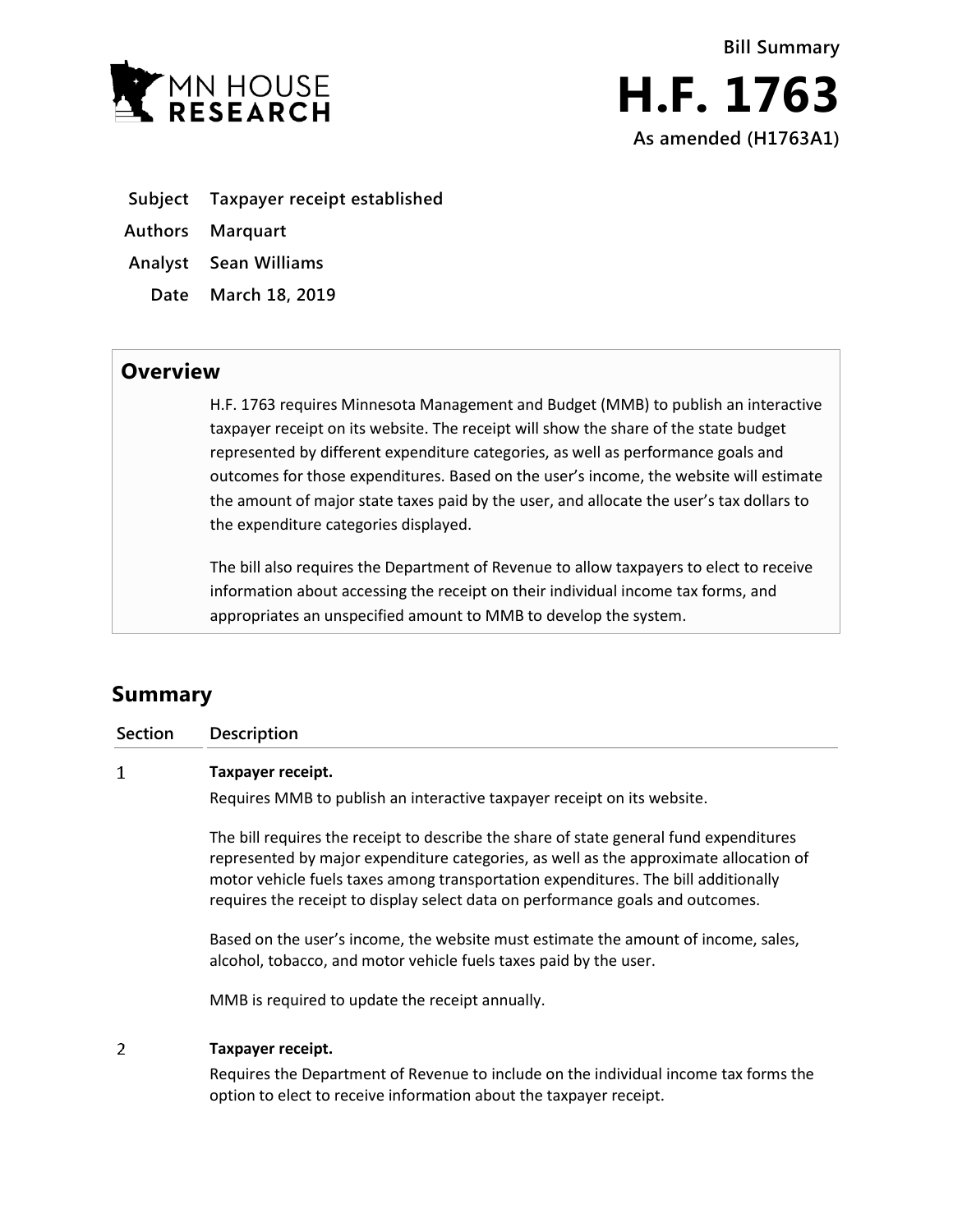Bill Summary

# H.F. 1763

**As amended (H1763A1)**

| | |
|---|---|
| **Subject** | **Taxpayer receipt established** |
| **Authors** | **Marquart** |
| **Analyst** | **Sean Williams** |
| **Date** | **March 18, 2019** |

## Overview

H.F. 1763 requires Minnesota Management and Budget (MMB) to publish an interactive taxpayer receipt on its website. The receipt will show the share of the state budget represented by different expenditure categories, as well as performance goals and outcomes for those expenditures. Based on the user's income, the website will estimate the amount of major state taxes paid by the user, and allocate the user's tax dollars to the expenditure categories displayed.

The bill also requires the Department of Revenue to allow taxpayers to elect to receive information about accessing the receipt on their individual income tax forms, and appropriates an unspecified amount to MMB to develop the system.

## Summary

| Section | Description |
|---|---|
| 1 | **Taxpayer receipt.**<br>Requires MMB to publish an interactive taxpayer receipt on its website.<br><br>The bill requires the receipt to describe the share of state general fund expenditures represented by major expenditure categories, as well as the approximate allocation of motor vehicle fuels taxes among transportation expenditures. The bill additionally requires the receipt to display select data on performance goals and outcomes.<br><br>Based on the user's income, the website must estimate the amount of income, sales, alcohol, tobacco, and motor vehicle fuels taxes paid by the user.<br><br>MMB is required to update the receipt annually. |
| 2 | **Taxpayer receipt.**<br>Requires the Department of Revenue to include on the individual income tax forms the option to elect to receive information about the taxpayer receipt. |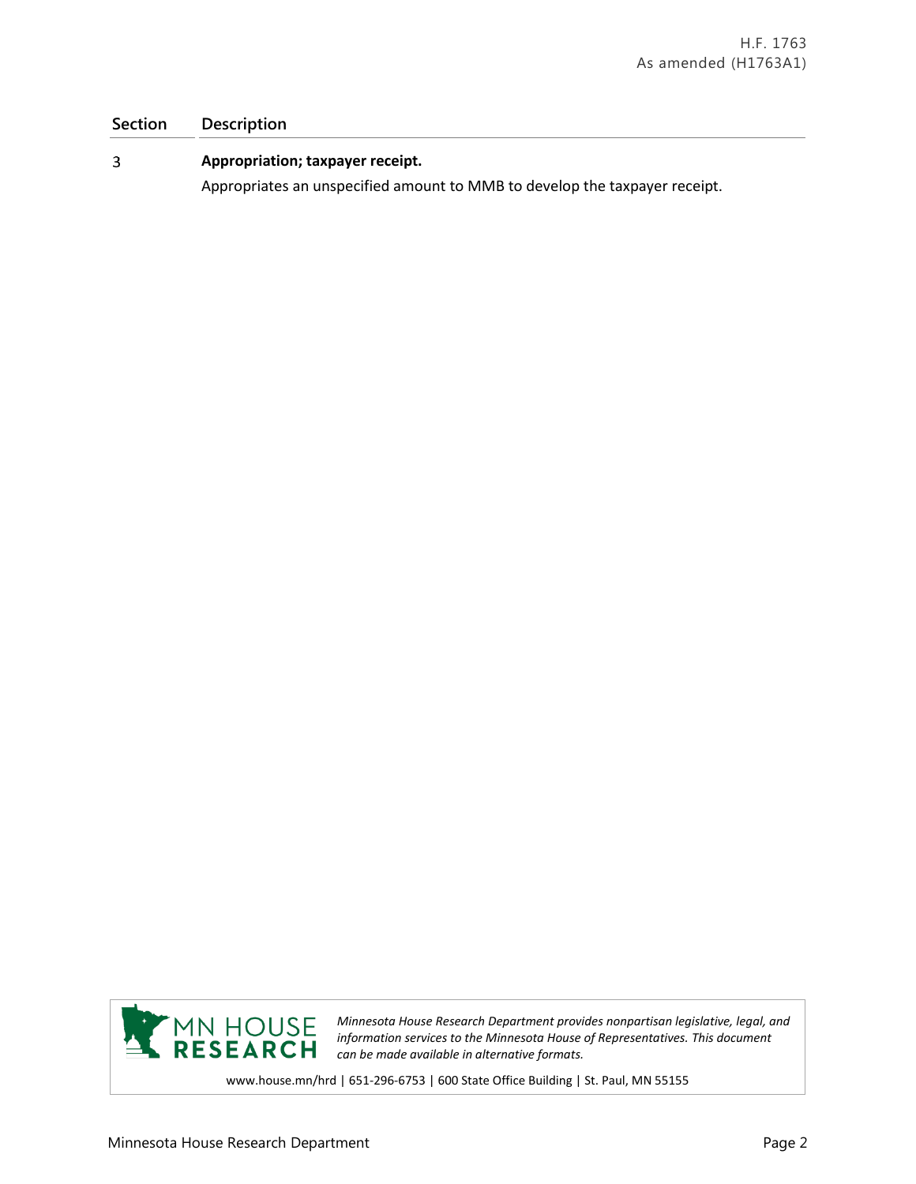| Section | Description |
| --- | --- |
| 3 | **Appropriation; taxpayer receipt.** Appropriates an unspecified amount to MMB to develop the taxpayer receipt. |

*Minnesota House Research Department provides nonpartisan legislative, legal, and information services to the Minnesota House of Representatives. This document can be made available in alternative formats.*

www.house.mn/hrd | 651-296-6753 | 600 State Office Building | St. Paul, MN 55155